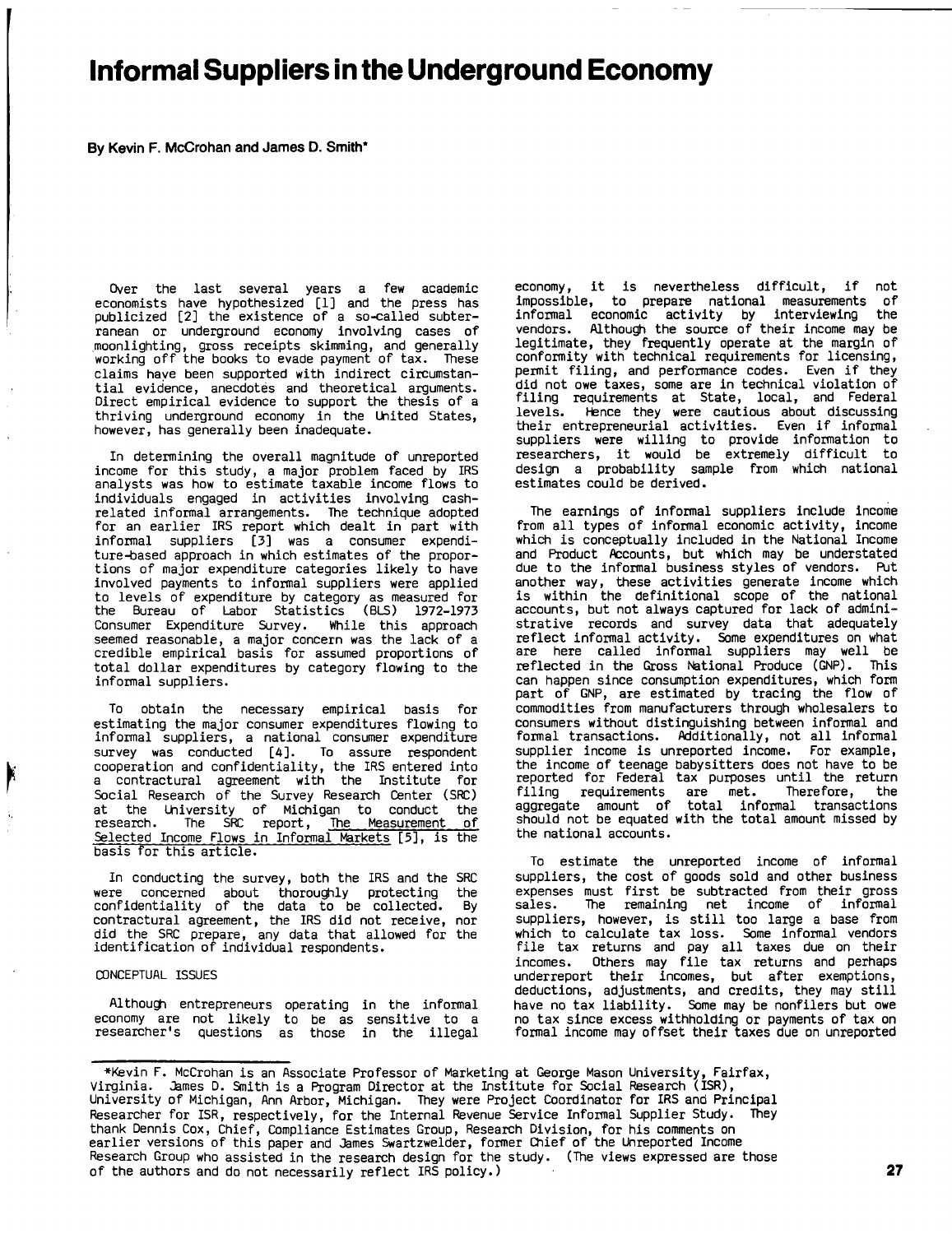# Informal Suppliers in the Underground Economy

**By Kevin F. McCrohan and James D. Smith***

Over the last several years a few academic economists have hypothesized [1] and the press has publicized [2] the existence of a so-called subterranean or underground economy involving cases of moonlighting, gross receipts skimming, and generally working off the books to evade payment of tax. These claims have been supported with indirect circumstantial evidence, anecdotes and theoretical arguments. Direct empirical evidence to support the thesis of a thriving underground economy in the United States, however, has generally been inadequate.

In determining the overall magnitude of unreported income for this study, a major problem faced by IRS analysts was how to estimate taxable income flows to individuals engaged in activities involving cash-related informal arrangements. The technique adopted for an earlier IRS report which dealt in part with informal suppliers [3] was a consumer expenditure-based approach in which estimates of the proportions of major expenditure categories likely to have involved payments to informal suppliers were applied to levels of expenditure by category as measured for the Bureau of Labor Statistics (BLS) 1972-1973 Consumer Expenditure Survey. While this approach seemed reasonable, a major concern was the lack of a credible empirical basis for assumed proportions of total dollar expenditures by category flowing to the informal suppliers.

To obtain the necessary empirical basis for estimating the major consumer expenditures flowing to informal suppliers, a national consumer expenditure survey was conducted [4]. To assure respondent cooperation and confidentiality, the IRS entered into a contractual agreement with the Institute for Social Research of the Survey Research Center (SRC) at the University of Michigan to conduct the research. The SRC report, The Measurement of Selected Income Flows in Informal Markets [5], is the basis for this article.

In conducting the survey, both the IRS and the SRC were concerned about thoroughly protecting the confidentiality of the data to be collected. By contractual agreement, the IRS did not receive, nor did the SRC prepare, any data that allowed for the identification of individual respondents.

## CONCEPTUAL ISSUES

Although entrepreneurs operating in the informal economy are not likely to be as sensitive to a researcher's questions as those in the illegal economy, it is nevertheless difficult, if not impossible, to prepare national measurements of informal economic activity by interviewing the vendors. Although the source of their income may be legitimate, they frequently operate at the margin of conformity with technical requirements for licensing, permit filing, and performance codes. Even if they did not owe taxes, some are in technical violation of filing requirements at State, local, and Federal levels. Hence they were cautious about discussing their entrepreneurial activities. Even if informal suppliers were willing to provide information to researchers, it would be extremely difficult to design a probability sample from which national estimates could be derived.

The earnings of informal suppliers include income from all types of informal economic activity, income which is conceptually included in the National Income and Product Accounts, but which may be understated due to the informal business styles of vendors. Put another way, these activities generate income which is within the definitional scope of the national accounts, but not always captured for lack of administrative records and survey data that adequately reflect informal activity. Some expenditures on what are here called informal suppliers may well be reflected in the Gross National Produce (GNP). This can happen since consumption expenditures, which form part of GNP, are estimated by tracing the flow of commodities from manufacturers through wholesalers to consumers without distinguishing between informal and formal transactions. Additionally, not all informal supplier income is unreported income. For example, the income of teenage babysitters does not have to be reported for Federal tax purposes until the return filing requirements are met. Therefore, the aggregate amount of total informal transactions should not be equated with the total amount missed by the national accounts.

To estimate the unreported income of informal suppliers, the cost of goods sold and other business expenses must first be subtracted from their gross sales. The remaining net income of informal suppliers, however, is still too large a base from which to calculate tax loss. Some informal vendors file tax returns and pay all taxes due on their incomes. Others may file tax returns and perhaps underreport their incomes, but after exemptions, deductions, adjustments, and credits, they may still have no tax liability. Some may be nonfilers but owe no tax since excess withholding or payments of tax on formal income may offset their taxes due on unreported

---

*Kevin F. McCrohan is an Associate Professor of Marketing at George Mason University, Fairfax, Virginia. James D. Smith is a Program Director at the Institute for Social Research (ISR), University of Michigan, Ann Arbor, Michigan. They were Project Coordinator for IRS and Principal Researcher for ISR, respectively, for the Internal Revenue Service Informal Supplier Study. They thank Dennis Cox, Chief, Compliance Estimates Group, Research Division, for his comments on earlier versions of this paper and James Swartzwelder, former Chief of the Unreported Income Research Group who assisted in the research design for the study. (The views expressed are those of the authors and do not necessarily reflect IRS policy.)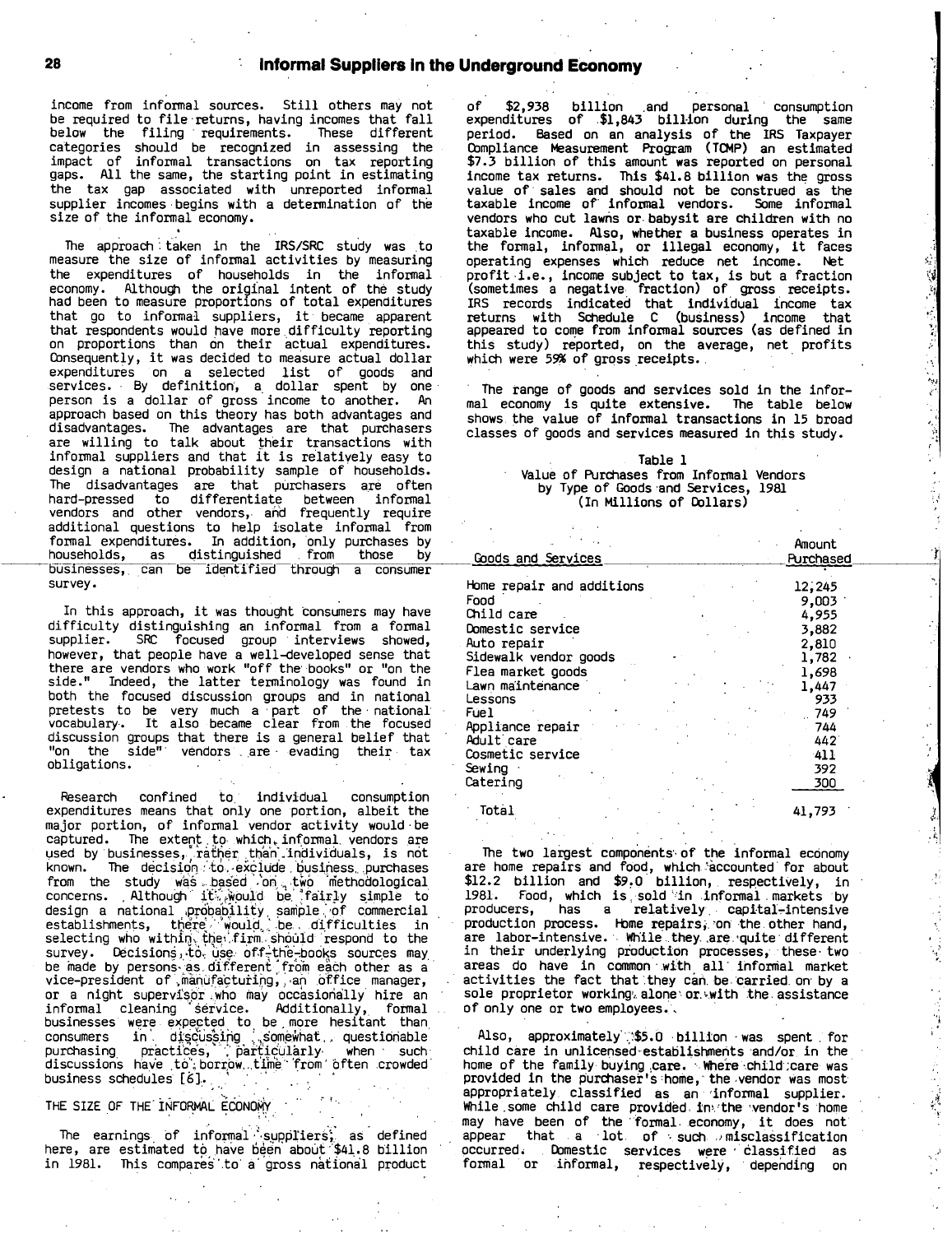income from informal sources. Still others may not be required to file returns, having incomes that fall below the filing requirements. These different categories should be recognized in assessing the impact of informal transactions on tax reporting gaps. All the same, the starting point in estimating the tax gap associated with unreported informal supplier incomes begins with a determination of the size of the informal economy.

The approach taken in the IRS/SRC study was to measure the size of informal activities by measuring the expenditures of households in the informal economy. Although the original intent of the study had been to measure proportions of total expenditures that go to informal suppliers, it became apparent that respondents would have more difficulty reporting on proportions than on their actual expenditures. Consequently, it was decided to measure actual dollar expenditures on a selected list of goods and services. By definition, a dollar spent by one person is a dollar of gross income to another. An approach based on this theory has both advantages and disadvantages. The advantages are that purchasers are willing to talk about their transactions with informal suppliers and that it is relatively easy to design a national probability sample of households. The disadvantages are that purchasers are often hard-pressed to differentiate between informal vendors and other vendors, and frequently require additional questions to help isolate informal from formal expenditures. In addition, only purchases by households, as distinguished from those by businesses, can be identified through a consumer survey.

In this approach, it was thought consumers may have difficulty distinguishing an informal from a formal supplier. SRC focused group interviews showed, however, that people have a well-developed sense that there are vendors who work "off the books" or "on the side." Indeed, the latter terminology was found in both the focused discussion groups and in national pretests to be very much a part of the national vocabulary. It also became clear from the focused discussion groups that there is a general belief that "on the side" vendors are evading their tax obligations.

Research confined to individual consumption expenditures means that only one portion, albeit the major portion, of informal vendor activity would be captured. The extent to which informal vendors are used by businesses, rather than individuals, is not known. The decision to exclude business purchases from the study was based on two methodological concerns. Although it would be fairly simple to design a national probability sample of commercial establishments, there would be difficulties in selecting who within the firm should respond to the survey. Decisions to use off-the-books sources may be made by persons as different from each other as a vice-president of manufacturing, an office manager, or a night supervisor who may occasionally hire an informal cleaning service. Additionally, formal businesses were expected to be more hesitant than consumers in discussing somewhat questionable purchasing practices, particularly when such discussions have to borrow time from often crowded business schedules [6].

## THE SIZE OF THE INFORMAL ECONOMY

The earnings of informal suppliers, as defined here, are estimated to have been about $41.8 billion in 1981. This compares to a gross national product of $2,938 billion and personal consumption expenditures of $1,843 billion during the same period. Based on an analysis of the IRS Taxpayer Compliance Measurement Program (TCMP) an estimated $7.3 billion of this amount was reported on personal income tax returns. This $41.8 billion was the gross value of sales and should not be construed as the taxable income of informal vendors. Some informal vendors who cut lawns or babysit are children with no taxable income. Also, whether a business operates in the formal, informal, or illegal economy, it faces operating expenses which reduce net income. Net profit i.e., income subject to tax, is but a fraction (sometimes a negative fraction) of gross receipts. IRS records indicated that individual income tax returns with Schedule C (business) income that appeared to come from informal sources (as defined in this study) reported, on the average, net profits which were 59% of gross receipts.

The range of goods and services sold in the informal economy is quite extensive. The table below shows the value of informal transactions in 15 broad classes of goods and services measured in this study.

Table 1
Value of Purchases from Informal Vendors by Type of Goods and Services, 1981
(In Millions of Dollars)

| Goods and Services | Amount Purchased |
|---|---|
| Home repair and additions | 12,245 |
| Food | 9,003 |
| Child care | 4,955 |
| Domestic service | 3,882 |
| Auto repair | 2,810 |
| Sidewalk vendor goods | 1,782 |
| Flea market goods | 1,698 |
| Lawn maintenance | 1,447 |
| Lessons | 933 |
| Fuel | 749 |
| Appliance repair | 744 |
| Adult care | 442 |
| Cosmetic service | 411 |
| Sewing | 392 |
| Catering | 300 |
| Total | 41,793 |

The two largest components of the informal economy are home repairs and food, which accounted for about $12.2 billion and $9.0 billion, respectively, in 1981. Food, which is sold in informal markets by producers, has a relatively capital-intensive production process. Home repairs, on the other hand, are labor-intensive. While they are quite different in their underlying production processes, these two areas do have in common with all informal market activities the fact that they can be carried on by a sole proprietor working alone or with the assistance of only one or two employees.

Also, approximately $5.0 billion was spent for child care in unlicensed establishments and/or in the home of the family buying care. Where child care was provided in the purchaser's home, the vendor was most appropriately classified as an informal supplier. While some child care provided in the vendor's home may have been of the formal economy, it does not appear that a lot of such misclassification occurred. Domestic services were classified as formal or informal, respectively, depending on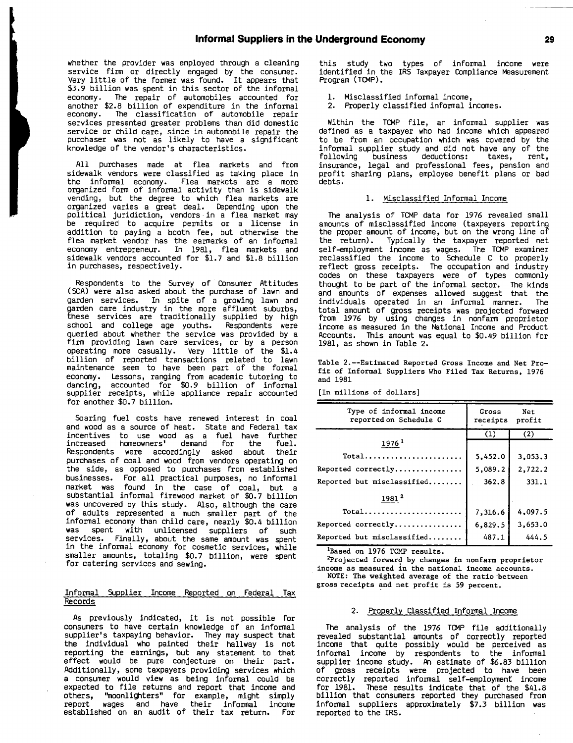whether the provider was employed through a cleaning service firm or directly engaged by the consumer. Very little of the former was found. It appears that $3.9 billion was spent in this sector of the informal economy. The repair of automobiles accounted for another $2.8 billion of expenditure in the informal economy. The classification of automobile repair services presented greater problems than did domestic service or child care, since in automobile repair the purchaser was not as likely to have a significant knowledge of the vendor's characteristics.

All purchases made at flea markets and from sidewalk vendors were classified as taking place in the informal economy. Flea markets are a more organized form of informal activity than is sidewalk vending, but the degree to which flea markets are organized varies a great deal. Depending upon the political juridiction, vendors in a flea market may be required to acquire permits or a license in addition to paying a booth fee, but otherwise the flea market vendor has the earmarks of an informal economy entrepreneur. In 1981, flea markets and sidewalk vendors accounted for $1.7 and $1.8 billion in purchases, respectively.

Respondents to the Survey of Consumer Attitudes (SCA) were also asked about the purchase of lawn and garden services. In spite of a growing lawn and garden care industry in the more affluent suburbs, these services are traditionally supplied by high school and college age youths. Respondents were queried about whether the service was provided by a firm providing lawn care services, or by a person operating more casually. Very little of the $1.4 billion of reported transactions related to lawn maintenance seem to have been part of the formal economy. Lessons, ranging from academic tutoring to dancing, accounted for $0.9 billion of informal supplier receipts, while appliance repair accounted for another $0.7 billion.

Soaring fuel costs have renewed interest in coal and wood as a source of heat. State and Federal tax incentives to use wood as a fuel have further increased homeowners' demand for the fuel. Respondents were accordingly asked about their purchases of coal and wood from vendors operating on the side, as opposed to purchases from established businesses. For all practical purposes, no informal market was found in the case of coal, but a substantial informal firewood market of $0.7 billion was uncovered by this study. Also, although the care of adults represented a much smaller part of the informal economy than child care, nearly $0.4 billion was spent with unlicensed suppliers of such services. Finally, about the same amount was spent in the informal economy for cosmetic services, while smaller amounts, totaling $0.7 billion, were spent for catering services and sewing.

## Informal Supplier Income Reported on Federal Tax Records

As previously indicated, it is not possible for consumers to have certain knowledge of an informal supplier's taxpaying behavior. They may suspect that the individual who painted their hallway is not reporting the earnings, but any statement to that effect would be pure conjecture on their part. Additionally, some taxpayers providing services which a consumer would view as being informal could be expected to file returns and report that income and others, "moonlighters" for example, might simply report wages and have their informal income established on an audit of their tax return. For this study two types of informal income were identified in the IRS Taxpayer Compliance Measurement Program (TCMP).

1. Misclassified informal income,
2. Properly classified informal incomes.

Within the TCMP file, an informal supplier was defined as a taxpayer who had income which appeared to be from an occupation which was covered by the informal supplier study and did not have any of the following business deductions: taxes, rent, insurance, legal and professional fees, pension and profit sharing plans, employee benefit plans or bad debts.

### 1. Misclassified Informal Income

The analysis of TCMP data for 1976 revealed small amounts of misclassified income (taxpayers reporting the proper amount of income, but on the wrong line of the return). Typically the taxpayer reported net self-employment income as wages. The TCMP examiner reclassified the income to Schedule C to properly reflect gross receipts. The occupation and industry codes on these taxpayers were of types commonly thought to be part of the informal sector. The kinds and amounts of expenses allowed suggest that the individuals operated in an informal manner. The total amount of gross receipts was projected forward from 1976 by using changes in nonfarm proprietor income as measured in the National Income and Product Accounts. This amount was equal to $0.49 billion for 1981, as shown in Table 2.

Table 2.--Estimated Reported Gross Income and Net Profit of Informal Suppliers Who Filed Tax Returns, 1976 and 1981

[In millions of dollars]

| Type of informal income reported on Schedule C | Gross receipts | Net profit |
|---|---|---|
| | (1) | (2) |
| 1976[1] | | |
| Total | 5,452.0 | 3,053.3 |
| Reported correctly | 5,089.2 | 2,722.2 |
| Reported but misclassified | 362.8 | 331.1 |
| 1981[2] | | |
| Total | 7,316.6 | 4,097.5 |
| Reported correctly | 6,829.5 | 3,653.0 |
| Reported but misclassified | 487.1 | 444.5 |

[1]Based on 1976 TCMP results.

[2]Projected forward by changes in nonfarm proprietor income as measured in the national income accounts.

NOTE: The weighted average of the ratio between gross receipts and net profit is 59 percent.

### 2. Properly Classified Informal Income

The analysis of the 1976 TCMP file additionally revealed substantial amounts of correctly reported income that quite possibly would be perceived as informal income by respondents to the informal supplier income study. An estimate of $6.83 billion of gross receipts were projected to have been correctly reported informal self-employment income for 1981. These results indicate that of the $41.8 billion that consumers reported they purchased from informal suppliers approximately $7.3 billion was reported to the IRS.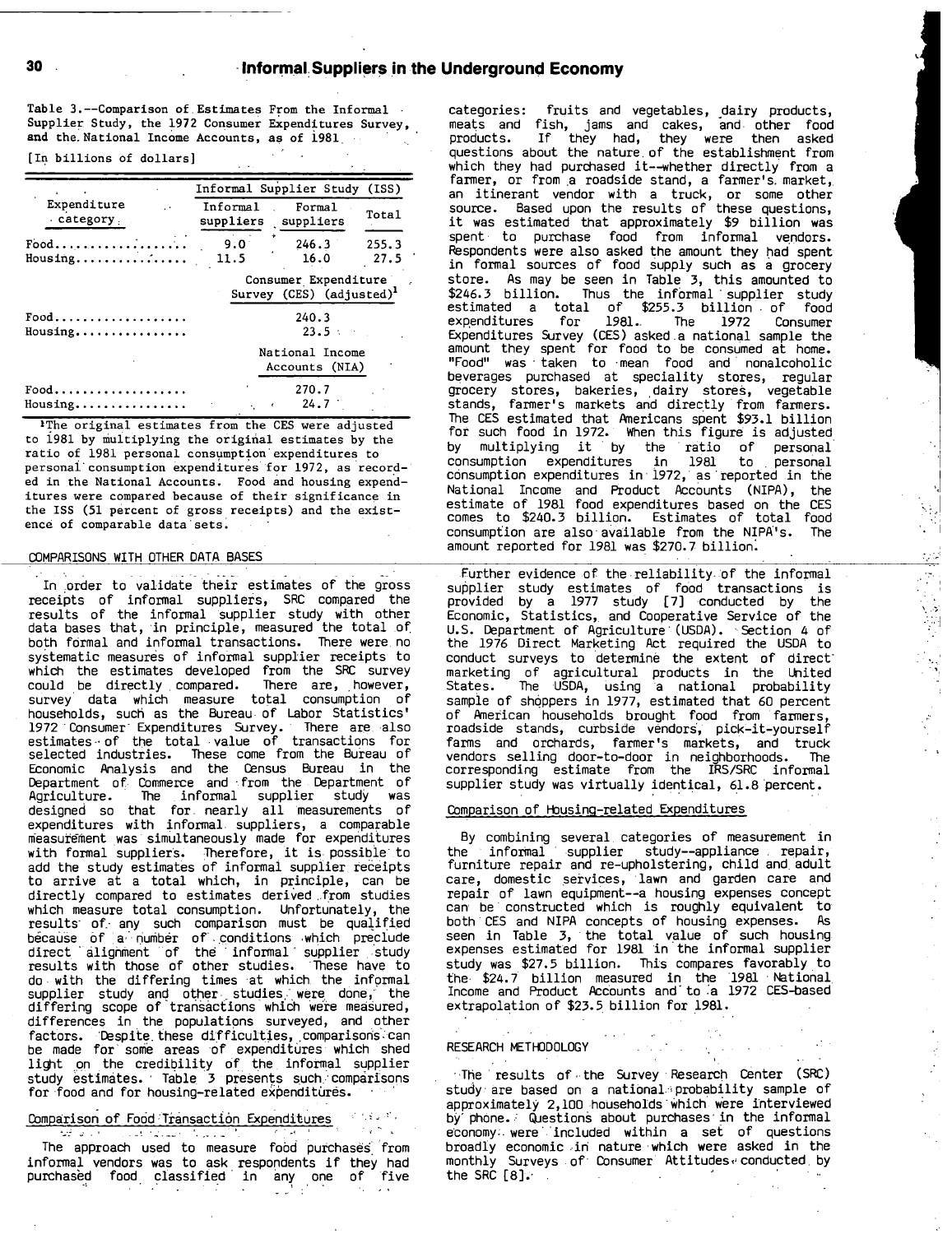Table 3.--Comparison of Estimates From the Informal Supplier Study, the 1972 Consumer Expenditures Survey, and the National Income Accounts, as of 1981

[In billions of dollars]

| Expenditure category | Informal Supplier Study (ISS) | | |
|---|---|---|---|
| | Informal suppliers | Formal suppliers | Total |
| Food | 9.0 | 246.3 | 255.3 |
| Housing | 11.5 | 16.0 | 27.5 |
| | Consumer Expenditure Survey (CES) (adjusted)[1] | | |
| Food | | 240.3 | |
| Housing | | 23.5 | |
| | National Income Accounts (NIA) | | |
| Food | | 270.7 | |
| Housing | | 24.7 | |

[1]The original estimates from the CES were adjusted to 1981 by multiplying the original estimates by the ratio of 1981 personal consumption expenditures to personal consumption expenditures for 1972, as recorded in the National Accounts. Food and housing expenditures were compared because of their significance in the ISS (51 percent of gross receipts) and the existence of comparable data sets.

## COMPARISONS WITH OTHER DATA BASES

In order to validate their estimates of the gross receipts of informal suppliers, SRC compared the results of the informal supplier study with other data bases that, in principle, measured the total of both formal and informal transactions. There were no systematic measures of informal supplier receipts to which the estimates developed from the SRC survey could be directly compared. There are, however, survey data which measure total consumption of households, such as the Bureau of Labor Statistics' 1972 Consumer Expenditures Survey. There are also estimates of the total value of transactions for selected industries. These come from the Bureau of Economic Analysis and the Census Bureau in the Department of Commerce and from the Department of Agriculture. The informal supplier study was designed so that for nearly all measurements of expenditures with informal suppliers, a comparable measurement was simultaneously made for expenditures with formal suppliers. Therefore, it is possible to add the study estimates of informal supplier receipts to arrive at a total which, in principle, can be directly compared to estimates derived from studies which measure total consumption. Unfortunately, the results of any such comparison must be qualified because of a number of conditions which preclude direct alignment of the informal supplier study results with those of other studies. These have to do with the differing times at which the informal supplier study and other studies were done, the differing scope of transactions which were measured, differences in the populations surveyed, and other factors. Despite these difficulties, comparisons can be made for some areas of expenditures which shed light on the credibility of the informal supplier study estimates. Table 3 presents such comparisons for food and for housing-related expenditures.

### Comparison of Food Transaction Expenditures

The approach used to measure food purchases from informal vendors was to ask respondents if they had purchased food classified in any one of five categories: fruits and vegetables, dairy products, meats and fish, jams and cakes, and other food products. If they had, they were then asked questions about the nature of the establishment from which they had purchased it--whether directly from a farmer, or from a roadside stand, a farmer's market, an itinerant vendor with a truck, or some other source. Based upon the results of these questions, it was estimated that approximately $9 billion was spent to purchase food from informal vendors. Respondents were also asked the amount they had spent in formal sources of food supply such as a grocery store. As may be seen in Table 3, this amounted to $246.3 billion. Thus the informal supplier study estimated a total of $255.3 billion of food expenditures for 1981. The 1972 Consumer Expenditures Survey (CES) asked a national sample the amount they spent for food to be consumed at home. "Food" was taken to mean food and nonalcoholic beverages purchased at speciality stores, regular grocery stores, bakeries, dairy stores, vegetable stands, farmer's markets and directly from farmers. The CES estimated that Americans spent $93.1 billion for such food in 1972. When this figure is adjusted by multiplying it by the ratio of personal consumption expenditures in 1981 to personal consumption expenditures in 1972, as reported in the National Income and Product Accounts (NIPA), the estimate of 1981 food expenditures based on the CES comes to $240.3 billion. Estimates of total food consumption are also available from the NIPA's. The amount reported for 1981 was $270.7 billion.

Further evidence of the reliability of the informal supplier study estimates of food transactions is provided by a 1977 study [7] conducted by the Economic, Statistics, and Cooperative Service of the U.S. Department of Agriculture (USDA). Section 4 of the 1976 Direct Marketing Act required the USDA to conduct surveys to determine the extent of direct marketing of agricultural products in the United States. The USDA, using a national probability sample of shoppers in 1977, estimated that 60 percent of American households brought food from farmers, roadside stands, curbside vendors, pick-it-yourself farms and orchards, farmer's markets, and truck vendors selling door-to-door in neighborhoods. The corresponding estimate from the IRS/SRC informal supplier study was virtually identical, 61.8 percent.

### Comparison of Housing-related Expenditures

By combining several categories of measurement in the informal supplier study--appliance repair, furniture repair and re-upholstering, child and adult care, domestic services, lawn and garden care and repair of lawn equipment--a housing expenses concept can be constructed which is roughly equivalent to both CES and NIPA concepts of housing expenses. As seen in Table 3, the total value of such housing expenses estimated for 1981 in the informal supplier study was $27.5 billion. This compares favorably to the $24.7 billion measured in the 1981 National Income and Product Accounts and to a 1972 CES-based extrapolation of $23.5 billion for 1981.

## RESEARCH METHODOLOGY

The results of the Survey Research Center (SRC) study are based on a national probability sample of approximately 2,100 households which were interviewed by phone. Questions about purchases in the informal economy were included within a set of questions broadly economic in nature which were asked in the monthly Surveys of Consumer Attitudes conducted by the SRC [8].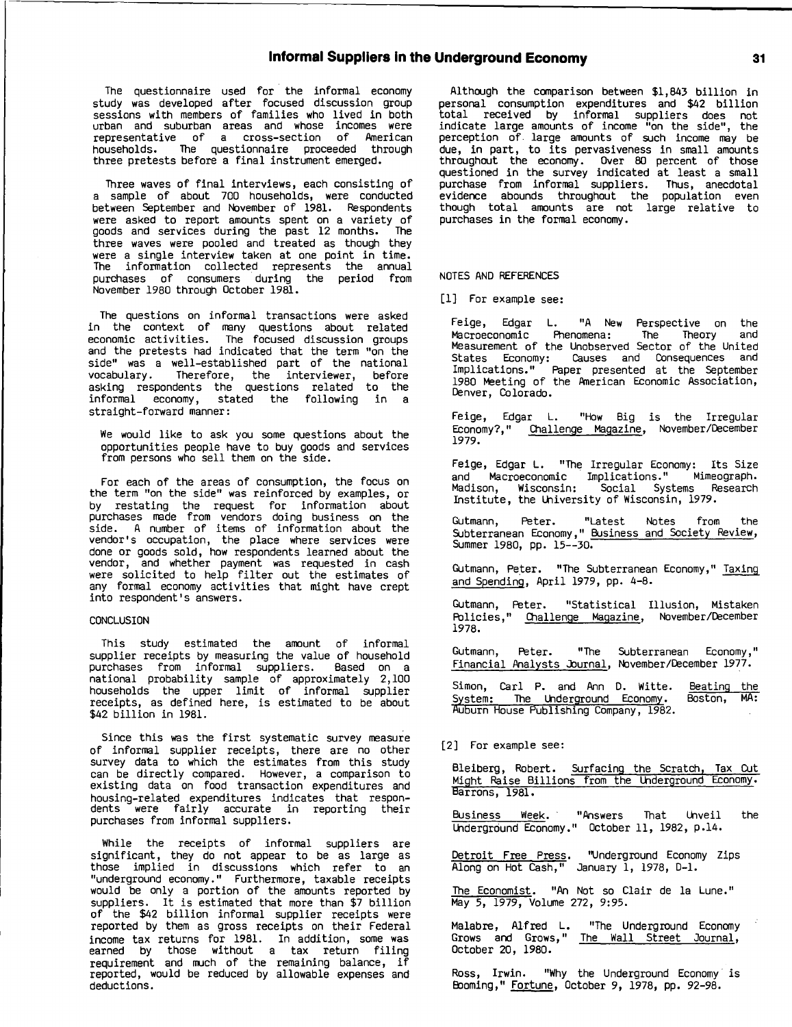The questionnaire used for the informal economy study was developed after focused discussion group sessions with members of families who lived in both urban and suburban areas and whose incomes were representative of a cross-section of American households. The questionnaire proceeded through three pretests before a final instrument emerged.

Three waves of final interviews, each consisting of a sample of about 700 households, were conducted between September and November of 1981. Respondents were asked to report amounts spent on a variety of goods and services during the past 12 months. The three waves were pooled and treated as though they were a single interview taken at one point in time. The information collected represents the annual purchases of consumers during the period from November 1980 through October 1981.

The questions on informal transactions were asked in the context of many questions about related economic activities. The focused discussion groups and the pretests had indicated that the term "on the side" was a well-established part of the national vocabulary. Therefore, the interviewer, before asking respondents the questions related to the informal economy, stated the following in a straight-forward manner:

> We would like to ask you some questions about the opportunities people have to buy goods and services from persons who sell them on the side.

For each of the areas of consumption, the focus on the term "on the side" was reinforced by examples, or by restating the request for information about purchases made from vendors doing business on the side. A number of items of information about the vendor's occupation, the place where services were done or goods sold, how respondents learned about the vendor, and whether payment was requested in cash were solicited to help filter out the estimates of any formal economy activities that might have crept into respondent's answers.

## CONCLUSION

This study estimated the amount of informal supplier receipts by measuring the value of household purchases from informal suppliers. Based on a national probability sample of approximately 2,100 households the upper limit of informal supplier receipts, as defined here, is estimated to be about $42 billion in 1981.

Since this was the first systematic survey measure of informal supplier receipts, there are no other survey data to which the estimates from this study can be directly compared. However, a comparison to existing data on food transaction expenditures and housing-related expenditures indicates that respondents were fairly accurate in reporting their purchases from informal suppliers.

While the receipts of informal suppliers are significant, they do not appear to be as large as those implied in discussions which refer to an "underground economy." Furthermore, taxable receipts would be only a portion of the amounts reported by suppliers. It is estimated that more than $7 billion of the $42 billion informal supplier receipts were reported by them as gross receipts on their Federal income tax returns for 1981. In addition, some was earned by those without a tax return filing requirement and much of the remaining balance, if reported, would be reduced by allowable expenses and deductions.

Although the comparison between $1,843 billion in personal consumption expenditures and $42 billion total received by informal suppliers does not indicate large amounts of income "on the side", the perception of large amounts of such income may be due, in part, to its pervasiveness in small amounts throughout the economy. Over 80 percent of those questioned in the survey indicated at least a small purchase from informal suppliers. Thus, anecdotal evidence abounds throughout the population even though total amounts are not large relative to purchases in the formal economy.

## NOTES AND REFERENCES

[1] For example see:

Feige, Edgar L. "A New Perspective on the Macroeconomic Phenomena: The Theory and Measurement of the Unobserved Sector of the United States Economy: Causes and Consequences and Implications." Paper presented at the September 1980 Meeting of the American Economic Association, Denver, Colorado.

Feige, Edgar L. "How Big is the Irregular Economy?," Challenge Magazine, November/December 1979.

Feige, Edgar L. "The Irregular Economy: Its Size and Macroeconomic Implications." Mimeograph. Madison, Wisconsin: Social Systems Research Institute, the University of Wisconsin, 1979.

Gutmann, Peter. "Latest Notes from the Subterranean Economy," Business and Society Review, Summer 1980, pp. 15--30.

Gutmann, Peter. "The Subterranean Economy," Taxing and Spending, April 1979, pp. 4-8.

Gutmann, Peter. "Statistical Illusion, Mistaken Policies," Challenge Magazine, November/December 1978.

Gutmann, Peter. "The Subterranean Economy," Financial Analysts Journal, November/December 1977.

Simon, Carl P. and Ann D. Witte. Beating the System: The Underground Economy. Boston, MA: Auburn House Publishing Company, 1982.

[2] For example see:

Bleiberg, Robert. Surfacing the Scratch, Tax Cut Might Raise Billions from the Underground Economy. Barrons, 1981.

Business Week. "Answers That Unveil the Underground Economy." October 11, 1982, p.14.

Detroit Free Press. "Underground Economy Zips Along on Hot Cash," January 1, 1978, D-1.

The Economist. "An Not so Clair de la Lune." May 5, 1979, Volume 272, 9:95.

Malabre, Alfred L. "The Underground Economy Grows and Grows," The Wall Street Journal, October 20, 1980.

Ross, Irwin. "Why the Underground Economy is Booming," Fortune, October 9, 1978, pp. 92-98.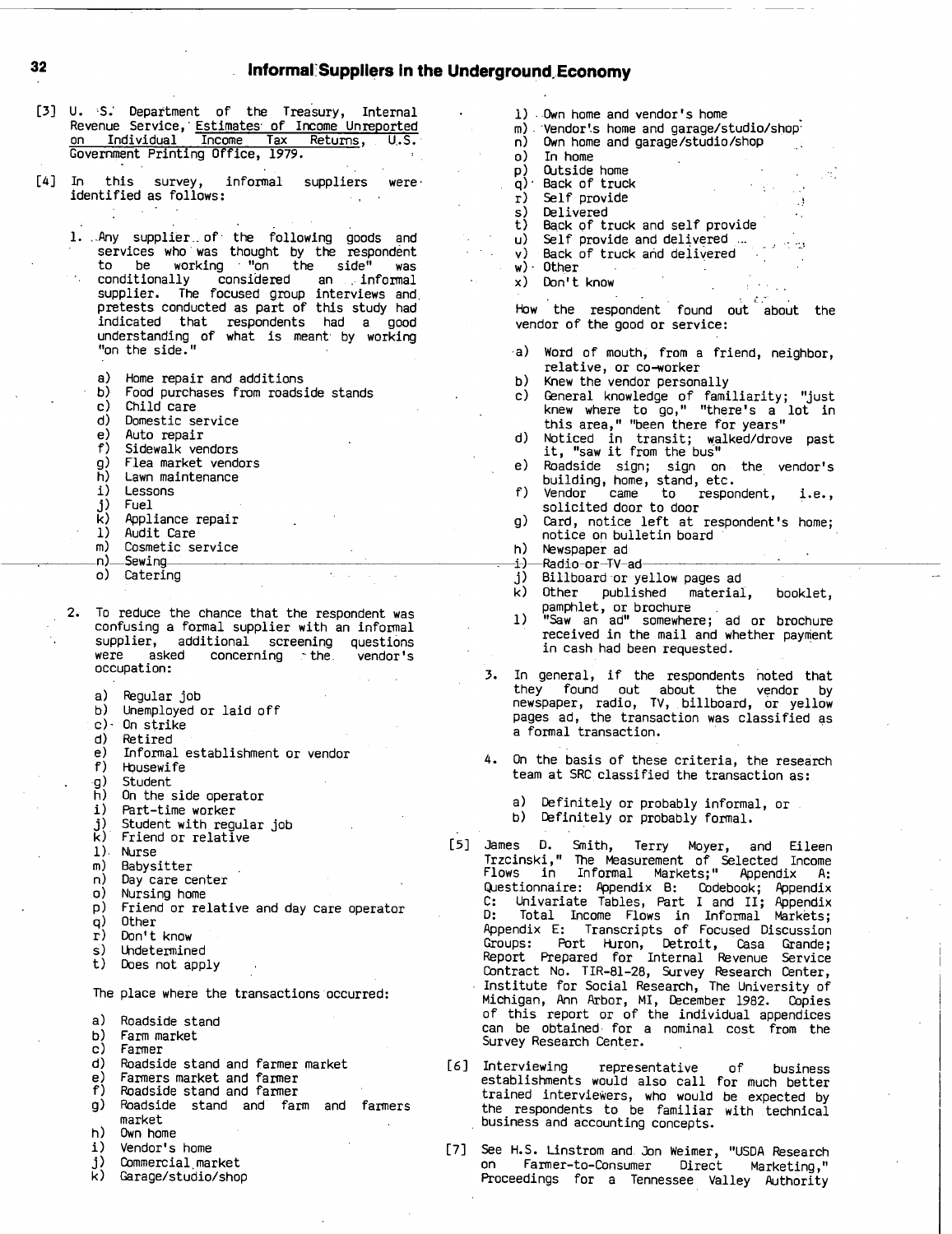[3] U. S. Department of the Treasury, Internal Revenue Service, Estimates of Income Unreported on Individual Income Tax Returns, U.S. Government Printing Office, 1979.

[4] In this survey, informal suppliers were identified as follows:

1. Any supplier of the following goods and services who was thought by the respondent to be working "on the side" was conditionally considered an informal supplier. The focused group interviews and pretests conducted as part of this study had indicated that respondents had a good understanding of what is meant by working "on the side."

   a) Home repair and additions
   b) Food purchases from roadside stands
   c) Child care
   d) Domestic service
   e) Auto repair
   f) Sidewalk vendors
   g) Flea market vendors
   h) Lawn maintenance
   i) Lessons
   j) Fuel
   k) Appliance repair
   l) Audit Care
   m) Cosmetic service
   n) Sewing
   o) Catering

2. To reduce the chance that the respondent was confusing a formal supplier with an informal supplier, additional screening questions were asked concerning the vendor's occupation:

   a) Regular job
   b) Unemployed or laid off
   c) On strike
   d) Retired
   e) Informal establishment or vendor
   f) Housewife
   g) Student
   h) On the side operator
   i) Part-time worker
   j) Student with regular job
   k) Friend or relative
   l) Nurse
   m) Babysitter
   n) Day care center
   o) Nursing home
   p) Friend or relative and day care operator
   q) Other
   r) Don't know
   s) Undetermined
   t) Does not apply

   The place where the transactions occurred:

   a) Roadside stand
   b) Farm market
   c) Farmer
   d) Roadside stand and farmer market
   e) Farmers market and farmer
   f) Roadside stand and farmer
   g) Roadside stand and farm and farmers market
   h) Own home
   i) Vendor's home
   j) Commercial market
   k) Garage/studio/shop
   l) Own home and vendor's home
   m) Vendor's home and garage/studio/shop
   n) Own home and garage/studio/shop
   o) In home
   p) Outside home
   q) Back of truck
   r) Self provide
   s) Delivered
   t) Back of truck and self provide
   u) Self provide and delivered
   v) Back of truck and delivered
   w) Other
   x) Don't know

   How the respondent found out about the vendor of the good or service:

   a) Word of mouth, from a friend, neighbor, relative, or co-worker
   b) Knew the vendor personally
   c) General knowledge of familiarity; "just knew where to go," "there's a lot in this area," "been there for years"
   d) Noticed in transit; walked/drove past it, "saw it from the bus"
   e) Roadside sign; sign on the vendor's building, home, stand, etc.
   f) Vendor came to respondent, i.e., solicited door to door
   g) Card, notice left at respondent's home; notice on bulletin board
   h) Newspaper ad
   i) Radio or TV ad
   j) Billboard or yellow pages ad
   k) Other published material, booklet, pamphlet, or brochure
   l) "Saw an ad" somewhere; ad or brochure received in the mail and whether payment in cash had been requested.

3. In general, if the respondents noted that they found out about the vendor by newspaper, radio, TV, billboard, or yellow pages ad, the transaction was classified as a formal transaction.

4. On the basis of these criteria, the research team at SRC classified the transaction as:

   a) Definitely or probably informal, or
   b) Definitely or probably formal.

[5] James D. Smith, Terry Moyer, and Eileen Trzcinski," The Measurement of Selected Income Flows in Informal Markets;" Appendix A: Questionnaire: Appendix B: Codebook; Appendix C: Univariate Tables, Part I and II; Appendix D: Total Income Flows in Informal Markets; Appendix E: Transcripts of Focused Discussion Groups: Port Huron, Detroit, Casa Grande; Report Prepared for Internal Revenue Service Contract No. TIR-81-28, Survey Research Center, Institute for Social Research, The University of Michigan, Ann Arbor, MI, December 1982. Copies of this report or of the individual appendices can be obtained for a nominal cost from the Survey Research Center.

[6] Interviewing representative of business establishments would also call for much better trained interviewers, who would be expected by the respondents to be familiar with technical business and accounting concepts.

[7] See H.S. Linstrom and Jon Weimer, "USDA Research on Farmer-to-Consumer Direct Marketing," Proceedings for a Tennessee Valley Authority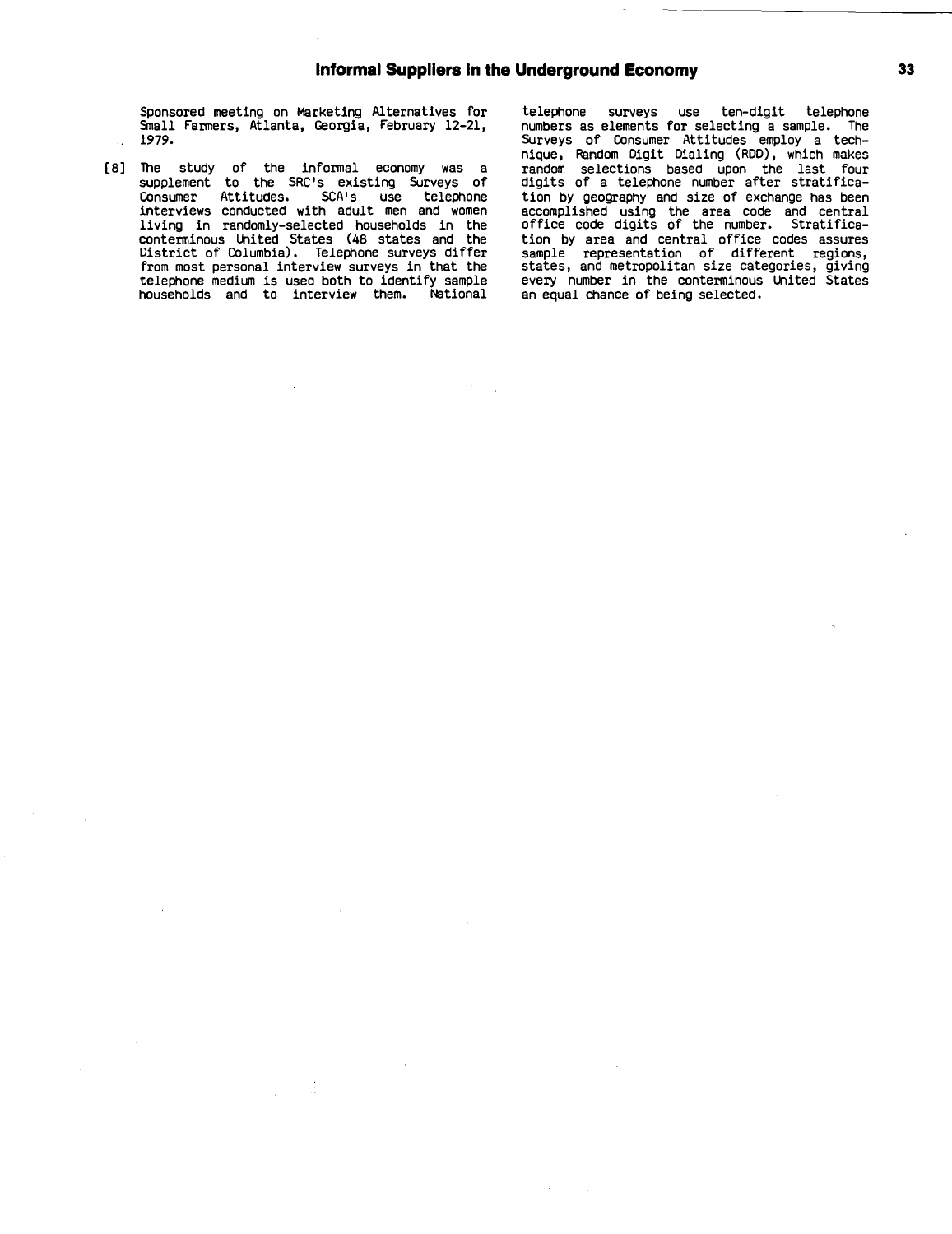Sponsored meeting on Marketing Alternatives for Small Farmers, Atlanta, Georgia, February 12-21, 1979.

[8] The study of the informal economy was a supplement to the SRC's existing Surveys of Consumer Attitudes. SCA's use telephone interviews conducted with adult men and women living in randomly-selected households in the conterminous United States (48 states and the District of Columbia). Telephone surveys differ from most personal interview surveys in that the telephone medium is used both to identify sample households and to interview them. National telephone surveys use ten-digit telephone numbers as elements for selecting a sample. The Surveys of Consumer Attitudes employ a technique, Random Digit Dialing (RDD), which makes random selections based upon the last four digits of a telephone number after stratification by geography and size of exchange has been accomplished using the area code and central office code digits of the number. Stratification by area and central office codes assures sample representation of different regions, states, and metropolitan size categories, giving every number in the conterminous United States an equal chance of being selected.